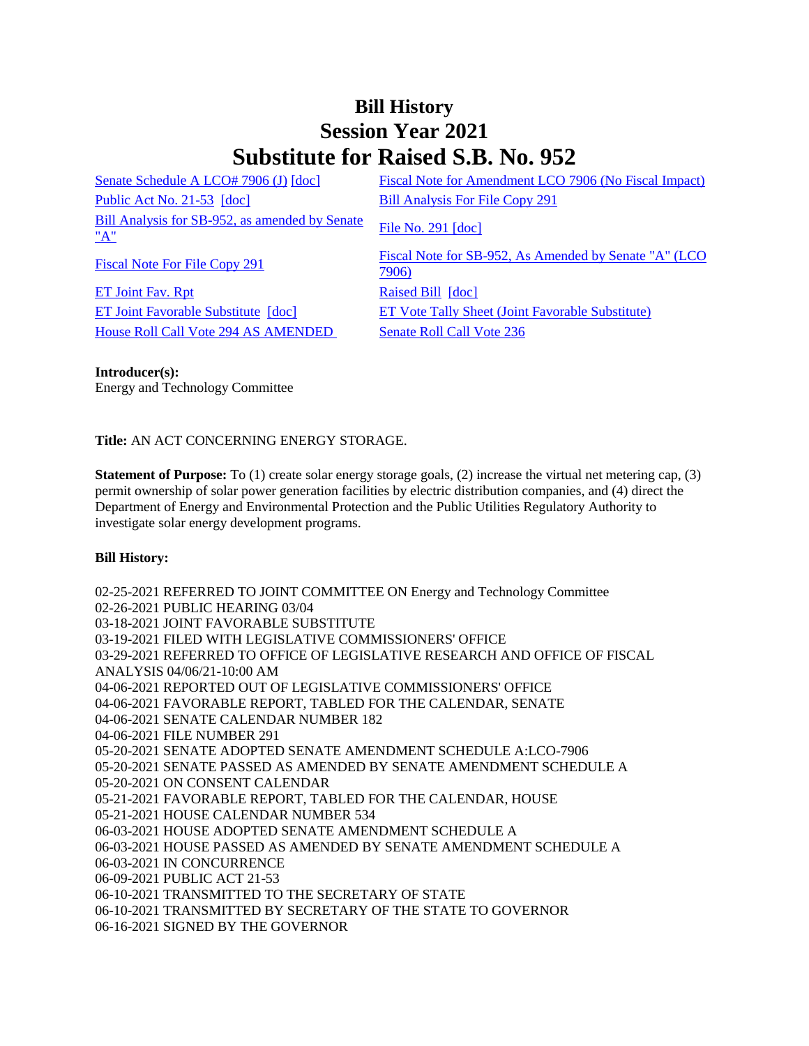# Bill History
# Session Year 2021
# Substitute for Raised S.B. No. 952

| | |
|---|---|
| Senate Schedule A LCO# 7906 (J) [doc] | Fiscal Note for Amendment LCO 7906 (No Fiscal Impact) |
| Public Act No. 21-53 [doc] | Bill Analysis For File Copy 291 |
| Bill Analysis for SB-952, as amended by Senate "A" | File No. 291 [doc] |
| Fiscal Note For File Copy 291 | Fiscal Note for SB-952, As Amended by Senate "A" (LCO 7906) |
| ET Joint Fav. Rpt | Raised Bill [doc] |
| ET Joint Favorable Substitute [doc] | ET Vote Tally Sheet (Joint Favorable Substitute) |
| House Roll Call Vote 294 AS AMENDED | Senate Roll Call Vote 236 |

**Introducer(s):**
Energy and Technology Committee

**Title:** AN ACT CONCERNING ENERGY STORAGE.

**Statement of Purpose:** To (1) create solar energy storage goals, (2) increase the virtual net metering cap, (3) permit ownership of solar power generation facilities by electric distribution companies, and (4) direct the Department of Energy and Environmental Protection and the Public Utilities Regulatory Authority to investigate solar energy development programs.

**Bill History:**

02-25-2021 REFERRED TO JOINT COMMITTEE ON Energy and Technology Committee
02-26-2021 PUBLIC HEARING 03/04
03-18-2021 JOINT FAVORABLE SUBSTITUTE
03-19-2021 FILED WITH LEGISLATIVE COMMISSIONERS' OFFICE
03-29-2021 REFERRED TO OFFICE OF LEGISLATIVE RESEARCH AND OFFICE OF FISCAL ANALYSIS 04/06/21-10:00 AM
04-06-2021 REPORTED OUT OF LEGISLATIVE COMMISSIONERS' OFFICE
04-06-2021 FAVORABLE REPORT, TABLED FOR THE CALENDAR, SENATE
04-06-2021 SENATE CALENDAR NUMBER 182
04-06-2021 FILE NUMBER 291
05-20-2021 SENATE ADOPTED SENATE AMENDMENT SCHEDULE A:LCO-7906
05-20-2021 SENATE PASSED AS AMENDED BY SENATE AMENDMENT SCHEDULE A
05-20-2021 ON CONSENT CALENDAR
05-21-2021 FAVORABLE REPORT, TABLED FOR THE CALENDAR, HOUSE
05-21-2021 HOUSE CALENDAR NUMBER 534
06-03-2021 HOUSE ADOPTED SENATE AMENDMENT SCHEDULE A
06-03-2021 HOUSE PASSED AS AMENDED BY SENATE AMENDMENT SCHEDULE A
06-03-2021 IN CONCURRENCE
06-09-2021 PUBLIC ACT 21-53
06-10-2021 TRANSMITTED TO THE SECRETARY OF STATE
06-10-2021 TRANSMITTED BY SECRETARY OF THE STATE TO GOVERNOR
06-16-2021 SIGNED BY THE GOVERNOR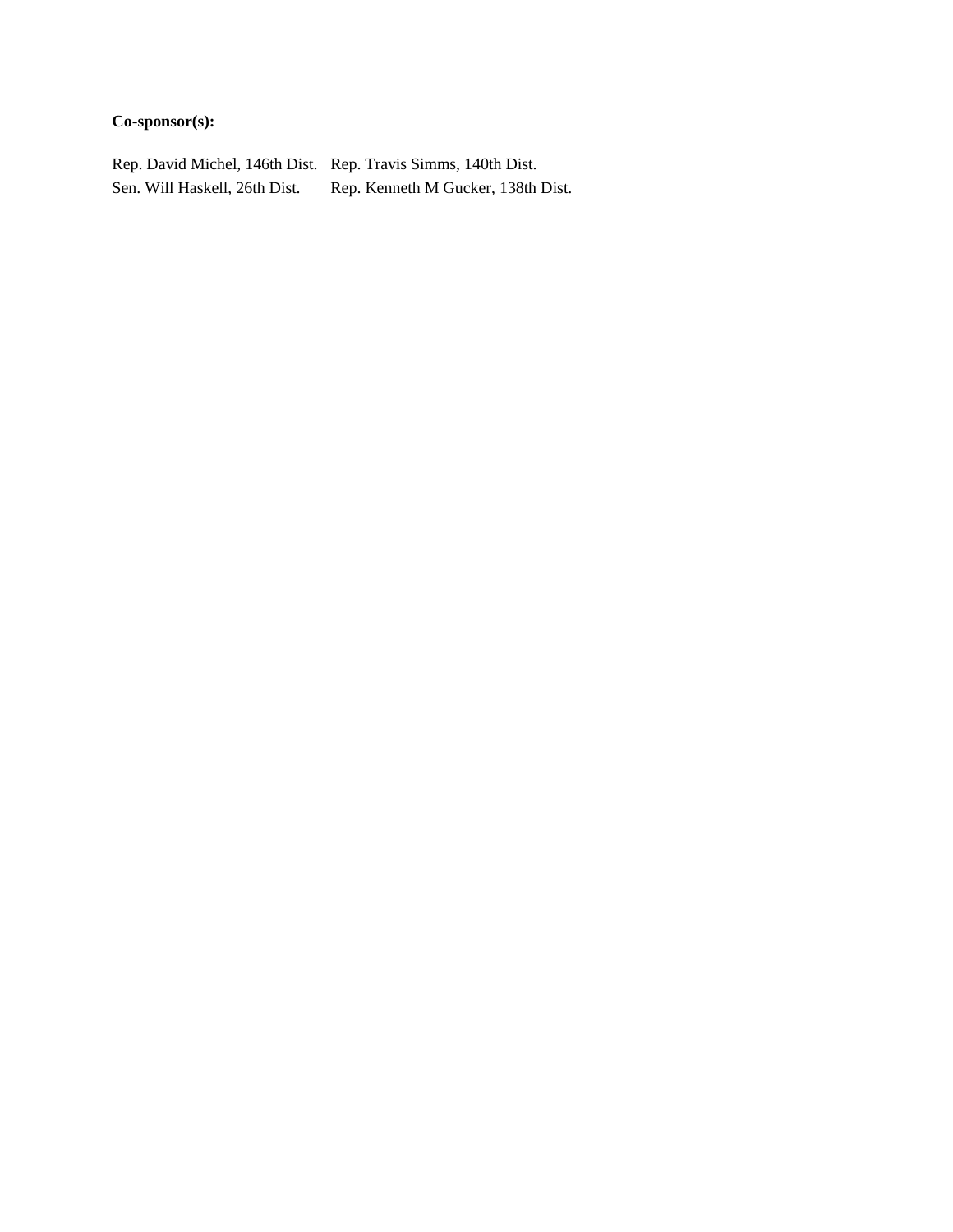**Co-sponsor(s):**

Rep. David Michel, 146th Dist.
Rep. Travis Simms, 140th Dist.
Sen. Will Haskell, 26th Dist.
Rep. Kenneth M Gucker, 138th Dist.